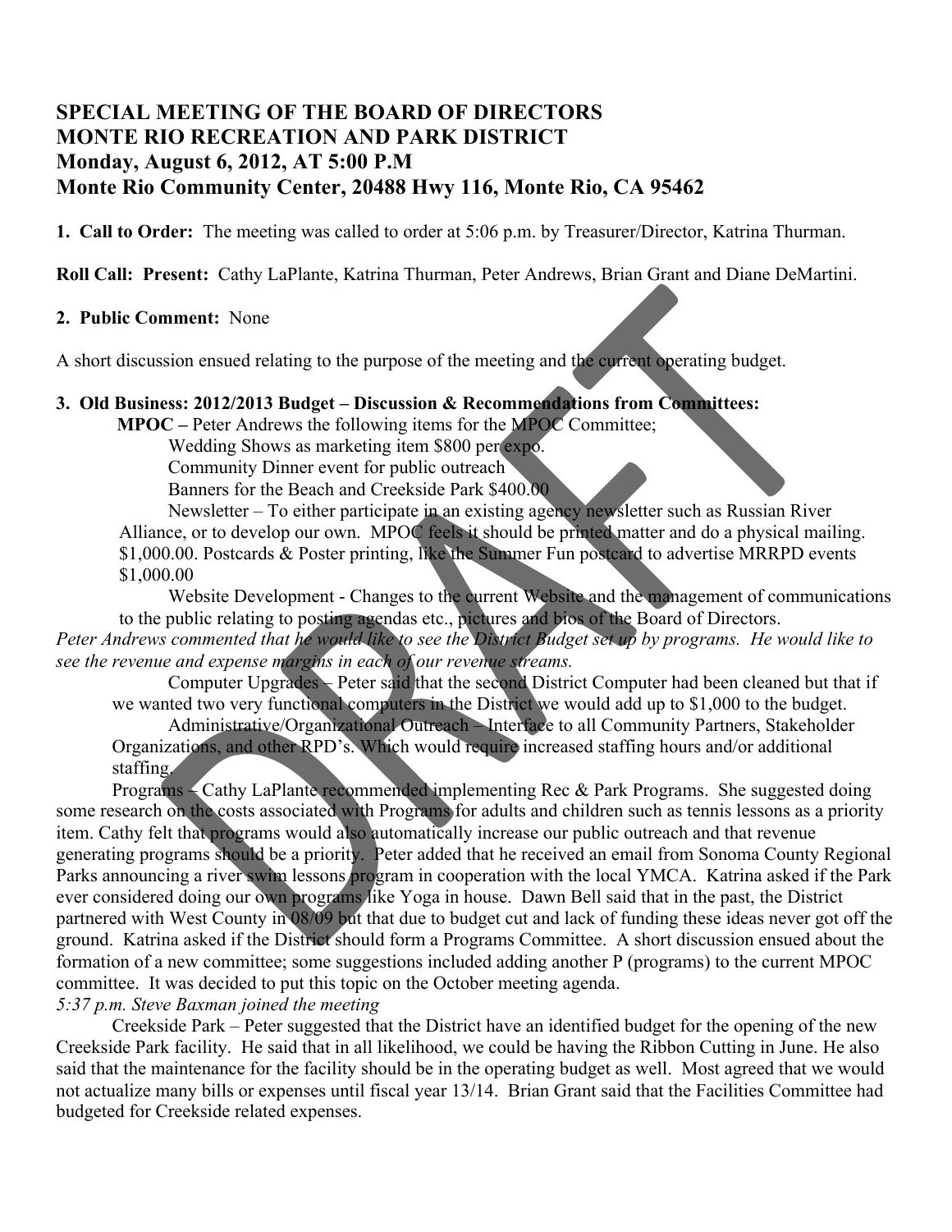# SPECIAL MEETING OF THE BOARD OF DIRECTORS
# MONTE RIO RECREATION AND PARK DISTRICT
# Monday, August 6, 2012, AT 5:00 P.M
# Monte Rio Community Center, 20488 Hwy 116, Monte Rio, CA 95462

**1. Call to Order:** The meeting was called to order at 5:06 p.m. by Treasurer/Director, Katrina Thurman.

**Roll Call: Present:** Cathy LaPlante, Katrina Thurman, Peter Andrews, Brian Grant and Diane DeMartini.

**2. Public Comment:** None

A short discussion ensued relating to the purpose of the meeting and the current operating budget.

**3. Old Business: 2012/2013 Budget – Discussion & Recommendations from Committees:**

**MPOC –** Peter Andrews the following items for the MPOC Committee;

Wedding Shows as marketing item $800 per expo.

Community Dinner event for public outreach

Banners for the Beach and Creekside Park $400.00

Newsletter – To either participate in an existing agency newsletter such as Russian River Alliance, or to develop our own. MPOC feels it should be printed matter and do a physical mailing. $1,000.00. Postcards & Poster printing, like the Summer Fun postcard to advertise MRRPD events $1,000.00

Website Development - Changes to the current Website and the management of communications to the public relating to posting agendas etc., pictures and bios of the Board of Directors.

*Peter Andrews commented that he would like to see the District Budget set up by programs. He would like to see the revenue and expense margins in each of our revenue streams.*

Computer Upgrades – Peter said that the second District Computer had been cleaned but that if we wanted two very functional computers in the District we would add up to $1,000 to the budget.

Administrative/Organizational Outreach – Interface to all Community Partners, Stakeholder Organizations, and other RPD's. Which would require increased staffing hours and/or additional staffing.

Programs – Cathy LaPlante recommended implementing Rec & Park Programs. She suggested doing some research on the costs associated with Programs for adults and children such as tennis lessons as a priority item. Cathy felt that programs would also automatically increase our public outreach and that revenue generating programs should be a priority. Peter added that he received an email from Sonoma County Regional Parks announcing a river swim lessons program in cooperation with the local YMCA. Katrina asked if the Park ever considered doing our own programs like Yoga in house. Dawn Bell said that in the past, the District partnered with West County in 08/09 but that due to budget cut and lack of funding these ideas never got off the ground. Katrina asked if the District should form a Programs Committee. A short discussion ensued about the formation of a new committee; some suggestions included adding another P (programs) to the current MPOC committee. It was decided to put this topic on the October meeting agenda.

*5:37 p.m. Steve Baxman joined the meeting*

Creekside Park – Peter suggested that the District have an identified budget for the opening of the new Creekside Park facility. He said that in all likelihood, we could be having the Ribbon Cutting in June. He also said that the maintenance for the facility should be in the operating budget as well. Most agreed that we would not actualize many bills or expenses until fiscal year 13/14. Brian Grant said that the Facilities Committee had budgeted for Creekside related expenses.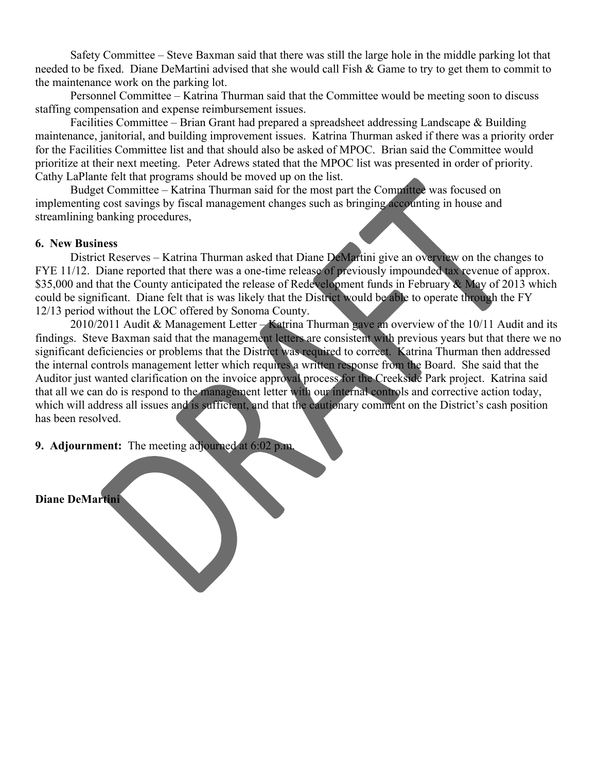Safety Committee – Steve Baxman said that there was still the large hole in the middle parking lot that needed to be fixed. Diane DeMartini advised that she would call Fish & Game to try to get them to commit to the maintenance work on the parking lot.

Personnel Committee – Katrina Thurman said that the Committee would be meeting soon to discuss staffing compensation and expense reimbursement issues.

Facilities Committee – Brian Grant had prepared a spreadsheet addressing Landscape & Building maintenance, janitorial, and building improvement issues. Katrina Thurman asked if there was a priority order for the Facilities Committee list and that should also be asked of MPOC. Brian said the Committee would prioritize at their next meeting. Peter Adrews stated that the MPOC list was presented in order of priority. Cathy LaPlante felt that programs should be moved up on the list.

Budget Committee – Katrina Thurman said for the most part the Committee was focused on implementing cost savings by fiscal management changes such as bringing accounting in house and streamlining banking procedures,

**6. New Business**

District Reserves – Katrina Thurman asked that Diane DeMartini give an overview on the changes to FYE 11/12. Diane reported that there was a one-time release of previously impounded tax revenue of approx. $35,000 and that the County anticipated the release of Redevelopment funds in February & May of 2013 which could be significant. Diane felt that is was likely that the District would be able to operate through the FY 12/13 period without the LOC offered by Sonoma County.

2010/2011 Audit & Management Letter – Katrina Thurman gave an overview of the 10/11 Audit and its findings. Steve Baxman said that the management letters are consistent with previous years but that there we no significant deficiencies or problems that the District was required to correct. Katrina Thurman then addressed the internal controls management letter which requires a written response from the Board. She said that the Auditor just wanted clarification on the invoice approval process for the Creekside Park project. Katrina said that all we can do is respond to the management letter with our internal controls and corrective action today, which will address all issues and is sufficient, and that the cautionary comment on the District's cash position has been resolved.

**9. Adjournment:** The meeting adjourned at 6:02 p.m.

**Diane DeMartini**